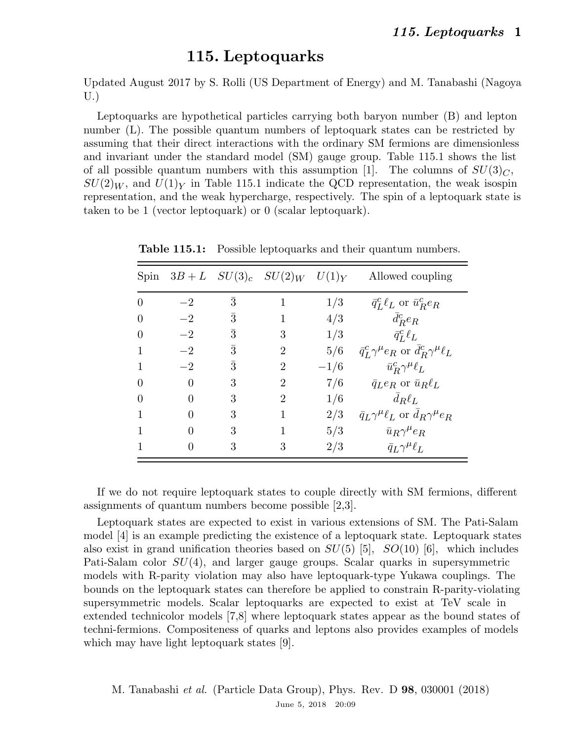# 115. Leptoquarks

Updated August 2017 by S. Rolli (US Department of Energy) and M. Tanabashi (Nagoya U.)

Leptoquarks are hypothetical particles carrying both baryon number (B) and lepton number (L). The possible quantum numbers of leptoquark states can be restricted by assuming that their direct interactions with the ordinary SM fermions are dimensionless and invariant under the standard model (SM) gauge group. Table 115.1 shows the list of all possible quantum numbers with this assumption [1]. The columns of $SU(3)_C$, $SU(2)_W$, and $U(1)_Y$ in Table 115.1 indicate the QCD representation, the weak isospin representation, and the weak hypercharge, respectively. The spin of a leptoquark state is taken to be 1 (vector leptoquark) or 0 (scalar leptoquark).

**Table 115.1:** Possible leptoquarks and their quantum numbers.

| Spin | $3B+L$ | $SU(3)_c$ | $SU(2)_W$ | $U(1)_Y$ | Allowed coupling |
|---|---|---|---|---|---|
| 0 | $-2$ | $\bar{3}$ | 1 | 1/3 | $\bar{q}^c_L \ell_L$ or $\bar{u}^c_R e_R$ |
| 0 | $-2$ | $\bar{3}$ | 1 | 4/3 | $\bar{d}^c_R e_R$ |
| 0 | $-2$ | $\bar{3}$ | 3 | 1/3 | $\bar{q}^c_L \ell_L$ |
| 1 | $-2$ | $\bar{3}$ | 2 | 5/6 | $\bar{q}^c_L \gamma^\mu e_R$ or $\bar{d}^c_R \gamma^\mu \ell_L$ |
| 1 | $-2$ | $\bar{3}$ | 2 | $-1/6$ | $\bar{u}^c_R \gamma^\mu \ell_L$ |
| 0 | 0 | 3 | 2 | 7/6 | $\bar{q}_L e_R$ or $\bar{u}_R \ell_L$ |
| 0 | 0 | 3 | 2 | 1/6 | $\bar{d}_R \ell_L$ |
| 1 | 0 | 3 | 1 | 2/3 | $\bar{q}_L \gamma^\mu \ell_L$ or $\bar{d}_R \gamma^\mu e_R$ |
| 1 | 0 | 3 | 1 | 5/3 | $\bar{u}_R \gamma^\mu e_R$ |
| 1 | 0 | 3 | 3 | 2/3 | $\bar{q}_L \gamma^\mu \ell_L$ |

If we do not require leptoquark states to couple directly with SM fermions, different assignments of quantum numbers become possible [2,3].

Leptoquark states are expected to exist in various extensions of SM. The Pati-Salam model [4] is an example predicting the existence of a leptoquark state. Leptoquark states also exist in grand unification theories based on $SU(5)$ [5], $SO(10)$ [6], which includes Pati-Salam color $SU(4)$, and larger gauge groups. Scalar quarks in supersymmetric models with R-parity violation may also have leptoquark-type Yukawa couplings. The bounds on the leptoquark states can therefore be applied to constrain R-parity-violating supersymmetric models. Scalar leptoquarks are expected to exist at TeV scale in extended technicolor models [7,8] where leptoquark states appear as the bound states of techni-fermions. Compositeness of quarks and leptons also provides examples of models which may have light leptoquark states [9].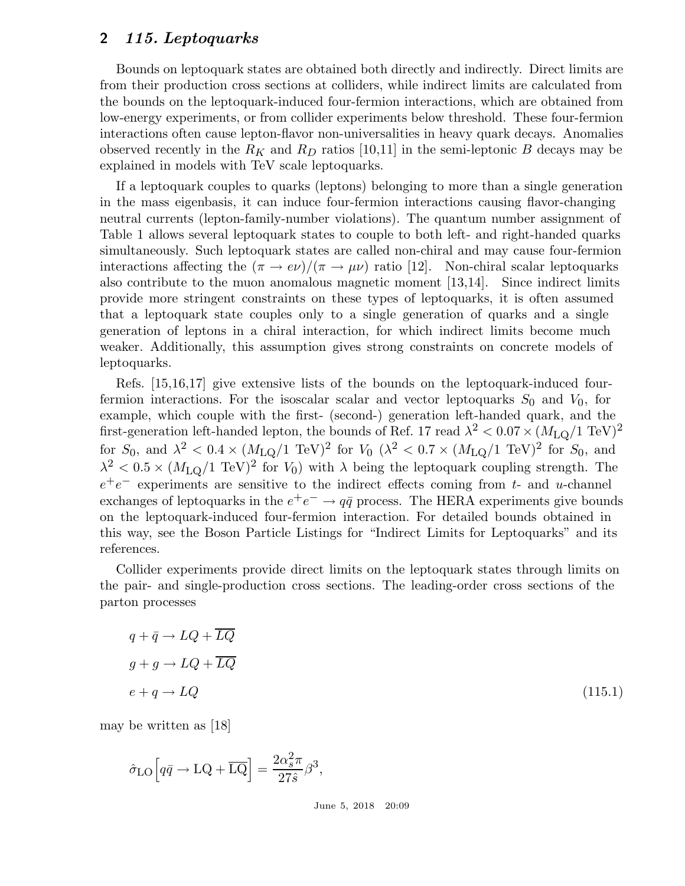Bounds on leptoquark states are obtained both directly and indirectly. Direct limits are from their production cross sections at colliders, while indirect limits are calculated from the bounds on the leptoquark-induced four-fermion interactions, which are obtained from low-energy experiments, or from collider experiments below threshold. These four-fermion interactions often cause lepton-flavor non-universalities in heavy quark decays. Anomalies observed recently in the $R_K$ and $R_D$ ratios [10,11] in the semi-leptonic $B$ decays may be explained in models with TeV scale leptoquarks.

If a leptoquark couples to quarks (leptons) belonging to more than a single generation in the mass eigenbasis, it can induce four-fermion interactions causing flavor-changing neutral currents (lepton-family-number violations). The quantum number assignment of Table 1 allows several leptoquark states to couple to both left- and right-handed quarks simultaneously. Such leptoquark states are called non-chiral and may cause four-fermion interactions affecting the $(\pi \to e\nu)/(\pi \to \mu\nu)$ ratio [12]. Non-chiral scalar leptoquarks also contribute to the muon anomalous magnetic moment [13,14]. Since indirect limits provide more stringent constraints on these types of leptoquarks, it is often assumed that a leptoquark state couples only to a single generation of quarks and a single generation of leptons in a chiral interaction, for which indirect limits become much weaker. Additionally, this assumption gives strong constraints on concrete models of leptoquarks.

Refs. [15,16,17] give extensive lists of the bounds on the leptoquark-induced four-fermion interactions. For the isoscalar scalar and vector leptoquarks $S_0$ and $V_0$, for example, which couple with the first- (second-) generation left-handed quark, and the first-generation left-handed lepton, the bounds of Ref. 17 read $\lambda^2 < 0.07 \times (M_{\mathrm{LQ}}/1\ \mathrm{TeV})^2$ for $S_0$, and $\lambda^2 < 0.4 \times (M_{\mathrm{LQ}}/1\ \mathrm{TeV})^2$ for $V_0$ ($\lambda^2 < 0.7 \times (M_{\mathrm{LQ}}/1\ \mathrm{TeV})^2$ for $S_0$, and $\lambda^2 < 0.5 \times (M_{\mathrm{LQ}}/1\ \mathrm{TeV})^2$ for $V_0$) with $\lambda$ being the leptoquark coupling strength. The $e^+e^-$ experiments are sensitive to the indirect effects coming from $t$- and $u$-channel exchanges of leptoquarks in the $e^+e^- \to q\bar{q}$ process. The HERA experiments give bounds on the leptoquark-induced four-fermion interaction. For detailed bounds obtained in this way, see the Boson Particle Listings for "Indirect Limits for Leptoquarks" and its references.

Collider experiments provide direct limits on the leptoquark states through limits on the pair- and single-production cross sections. The leading-order cross sections of the parton processes

$$
\begin{aligned}
& q + \bar{q} \to LQ + \overline{LQ} \\
& g + g \to LQ + \overline{LQ} \\
& e + q \to LQ
\end{aligned}
\tag{115.1}
$$

may be written as [18]

$$
\hat{\sigma}_{\mathrm{LO}}\left[q\bar{q} \to \mathrm{LQ} + \overline{\mathrm{LQ}}\right] = \frac{2\alpha_s^2 \pi}{27\hat{s}}\beta^3,
$$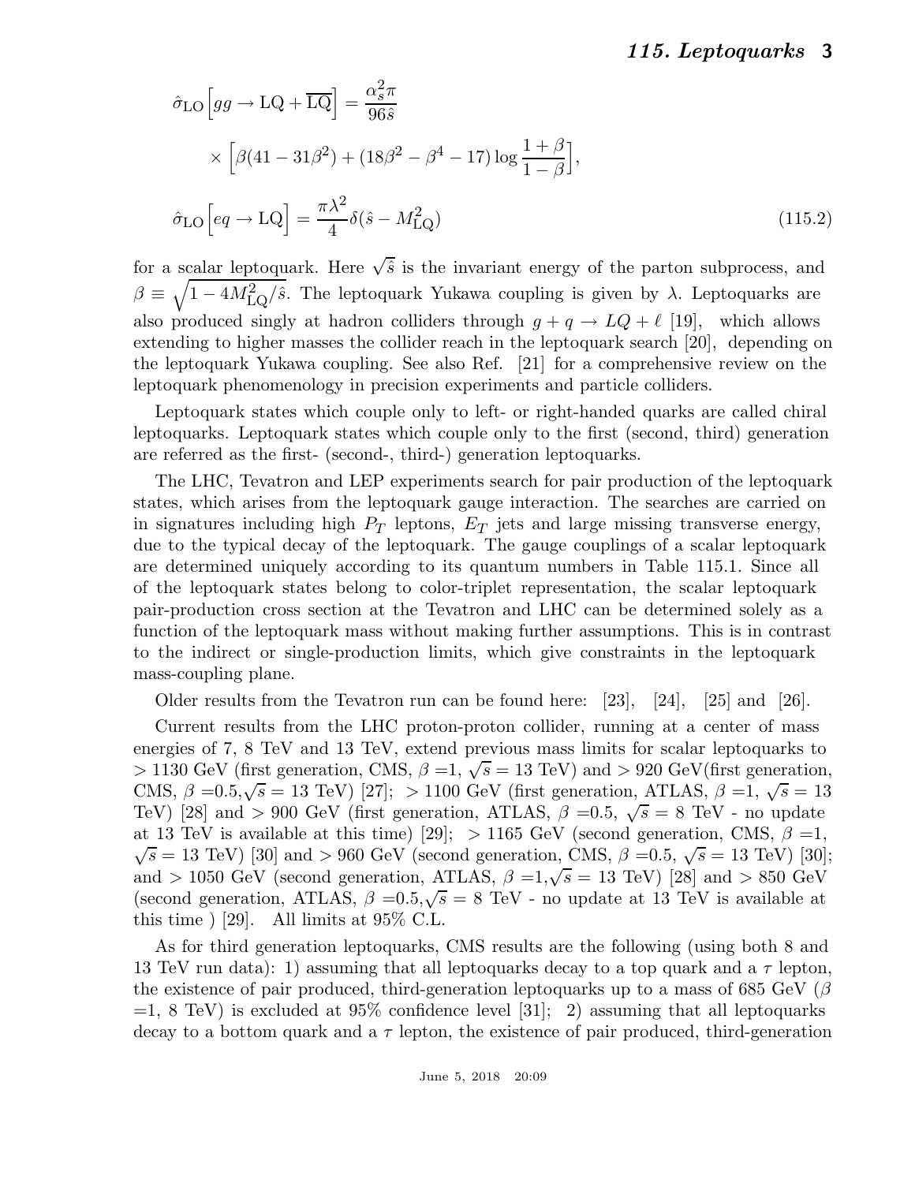$$
\hat{\sigma}_{\rm LO}\Big[gg \to {\rm LQ} + \overline{\rm LQ}\Big] = \frac{\alpha_s^2 \pi}{96 \hat{s}}
\times \Big[\beta(41 - 31\beta^2) + (18\beta^2 - \beta^4 - 17)\log\frac{1+\beta}{1-\beta}\Big],
$$

$$
\hat{\sigma}_{\rm LO}\Big[eq \to {\rm LQ}\Big] = \frac{\pi \lambda^2}{4}\delta(\hat{s} - M_{\rm LQ}^2) \tag{115.2}
$$

for a scalar leptoquark. Here $\sqrt{\hat{s}}$ is the invariant energy of the parton subprocess, and $\beta \equiv \sqrt{1 - 4M_{\rm LQ}^2/\hat{s}}$. The leptoquark Yukawa coupling is given by $\lambda$. Leptoquarks are also produced singly at hadron colliders through $g + q \to LQ + \ell$ [19], which allows extending to higher masses the collider reach in the leptoquark search [20], depending on the leptoquark Yukawa coupling. See also Ref. [21] for a comprehensive review on the leptoquark phenomenology in precision experiments and particle colliders.

Leptoquark states which couple only to left- or right-handed quarks are called chiral leptoquarks. Leptoquark states which couple only to the first (second, third) generation are referred as the first- (second-, third-) generation leptoquarks.

The LHC, Tevatron and LEP experiments search for pair production of the leptoquark states, which arises from the leptoquark gauge interaction. The searches are carried on in signatures including high $P_T$ leptons, $E_T$ jets and large missing transverse energy, due to the typical decay of the leptoquark. The gauge couplings of a scalar leptoquark are determined uniquely according to its quantum numbers in Table 115.1. Since all of the leptoquark states belong to color-triplet representation, the scalar leptoquark pair-production cross section at the Tevatron and LHC can be determined solely as a function of the leptoquark mass without making further assumptions. This is in contrast to the indirect or single-production limits, which give constraints in the leptoquark mass-coupling plane.

Older results from the Tevatron run can be found here: [23], [24], [25] and [26].

Current results from the LHC proton-proton collider, running at a center of mass energies of 7, 8 TeV and 13 TeV, extend previous mass limits for scalar leptoquarks to $> 1130$ GeV (first generation, CMS, $\beta$ =1, $\sqrt{s} = 13$ TeV) and $> 920$ GeV(first generation, CMS, $\beta$ =0.5,$\sqrt{s} = 13$ TeV) [27]; $> 1100$ GeV (first generation, ATLAS, $\beta$ =1, $\sqrt{s} = 13$ TeV) [28] and $> 900$ GeV (first generation, ATLAS, $\beta$ =0.5, $\sqrt{s} = 8$ TeV - no update at 13 TeV is available at this time) [29]; $> 1165$ GeV (second generation, CMS, $\beta$ =1, $\sqrt{s} = 13$ TeV) [30] and $> 960$ GeV (second generation, CMS, $\beta$ =0.5, $\sqrt{s} = 13$ TeV) [30]; and $> 1050$ GeV (second generation, ATLAS, $\beta$ =1,$\sqrt{s} = 13$ TeV) [28] and $> 850$ GeV (second generation, ATLAS, $\beta$ =0.5,$\sqrt{s} = 8$ TeV - no update at 13 TeV is available at this time ) [29]. All limits at 95% C.L.

As for third generation leptoquarks, CMS results are the following (using both 8 and 13 TeV run data): 1) assuming that all leptoquarks decay to a top quark and a $\tau$ lepton, the existence of pair produced, third-generation leptoquarks up to a mass of 685 GeV ($\beta$ =1, 8 TeV) is excluded at 95% confidence level [31]; 2) assuming that all leptoquarks decay to a bottom quark and a $\tau$ lepton, the existence of pair produced, third-generation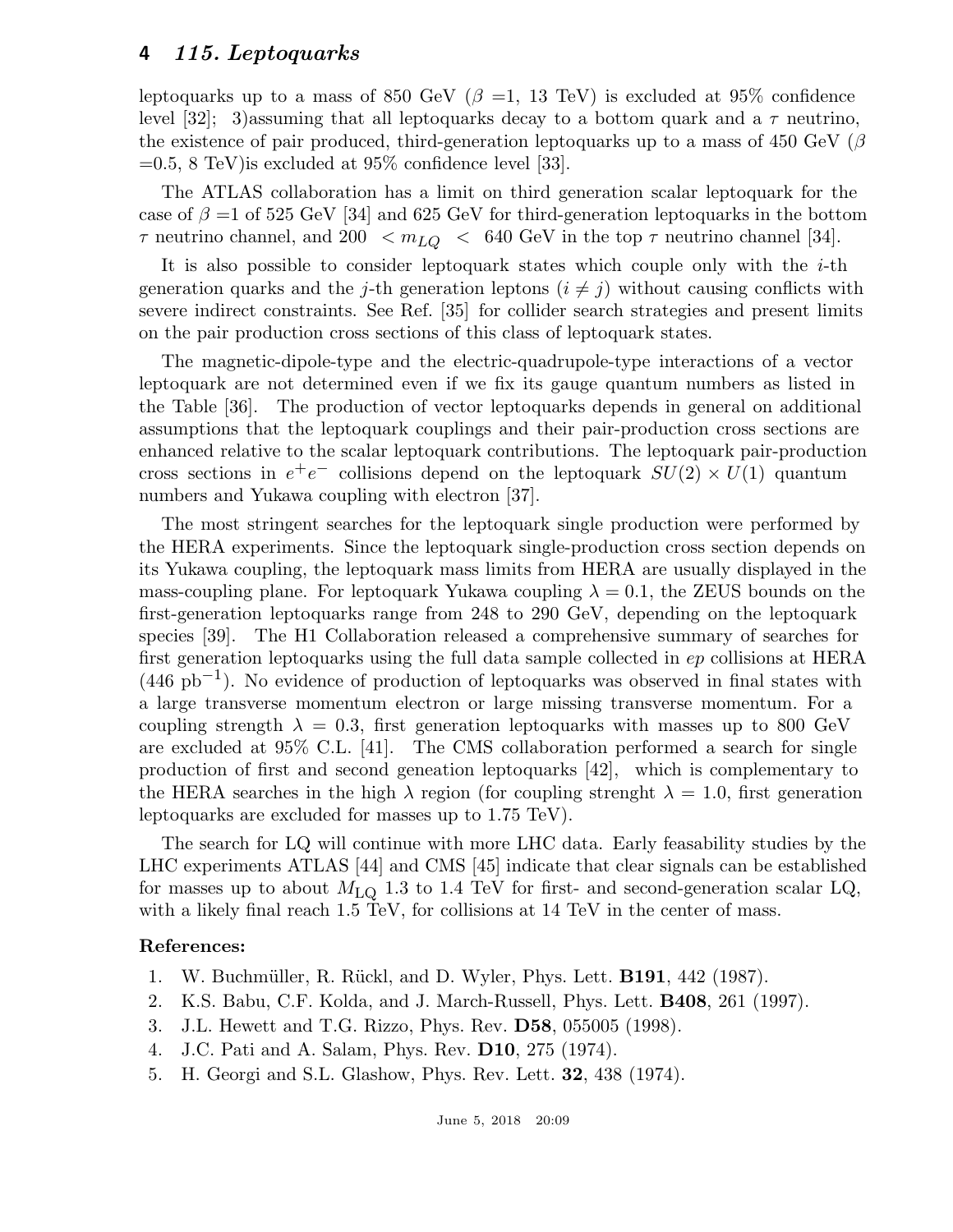leptoquarks up to a mass of 850 GeV ($\beta$ =1, 13 TeV) is excluded at 95% confidence level [32]; 3)assuming that all leptoquarks decay to a bottom quark and a $\tau$ neutrino, the existence of pair produced, third-generation leptoquarks up to a mass of 450 GeV ($\beta$ =0.5, 8 TeV)is excluded at 95% confidence level [33].

The ATLAS collaboration has a limit on third generation scalar leptoquark for the case of $\beta$ =1 of 525 GeV [34] and 625 GeV for third-generation leptoquarks in the bottom $\tau$ neutrino channel, and 200 $< m_{LQ} <$ 640 GeV in the top $\tau$ neutrino channel [34].

It is also possible to consider leptoquark states which couple only with the $i$-th generation quarks and the $j$-th generation leptons ($i \neq j$) without causing conflicts with severe indirect constraints. See Ref. [35] for collider search strategies and present limits on the pair production cross sections of this class of leptoquark states.

The magnetic-dipole-type and the electric-quadrupole-type interactions of a vector leptoquark are not determined even if we fix its gauge quantum numbers as listed in the Table [36]. The production of vector leptoquarks depends in general on additional assumptions that the leptoquark couplings and their pair-production cross sections are enhanced relative to the scalar leptoquark contributions. The leptoquark pair-production cross sections in $e^+e^-$ collisions depend on the leptoquark $SU(2) \times U(1)$ quantum numbers and Yukawa coupling with electron [37].

The most stringent searches for the leptoquark single production were performed by the HERA experiments. Since the leptoquark single-production cross section depends on its Yukawa coupling, the leptoquark mass limits from HERA are usually displayed in the mass-coupling plane. For leptoquark Yukawa coupling $\lambda = 0.1$, the ZEUS bounds on the first-generation leptoquarks range from 248 to 290 GeV, depending on the leptoquark species [39]. The H1 Collaboration released a comprehensive summary of searches for first generation leptoquarks using the full data sample collected in $ep$ collisions at HERA (446 $\text{pb}^{-1}$). No evidence of production of leptoquarks was observed in final states with a large transverse momentum electron or large missing transverse momentum. For a coupling strength $\lambda = 0.3$, first generation leptoquarks with masses up to 800 GeV are excluded at 95% C.L. [41]. The CMS collaboration performed a search for single production of first and second geneation leptoquarks [42], which is complementary to the HERA searches in the high $\lambda$ region (for coupling strenght $\lambda = 1.0$, first generation leptoquarks are excluded for masses up to 1.75 TeV).

The search for LQ will continue with more LHC data. Early feasability studies by the LHC experiments ATLAS [44] and CMS [45] indicate that clear signals can be established for masses up to about $M_{\text{LQ}}$ 1.3 to 1.4 TeV for first- and second-generation scalar LQ, with a likely final reach 1.5 TeV, for collisions at 14 TeV in the center of mass.

**References:**

1. W. Buchmüller, R. Rückl, and D. Wyler, Phys. Lett. **B191**, 442 (1987).
2. K.S. Babu, C.F. Kolda, and J. March-Russell, Phys. Lett. **B408**, 261 (1997).
3. J.L. Hewett and T.G. Rizzo, Phys. Rev. **D58**, 055005 (1998).
4. J.C. Pati and A. Salam, Phys. Rev. **D10**, 275 (1974).
5. H. Georgi and S.L. Glashow, Phys. Rev. Lett. **32**, 438 (1974).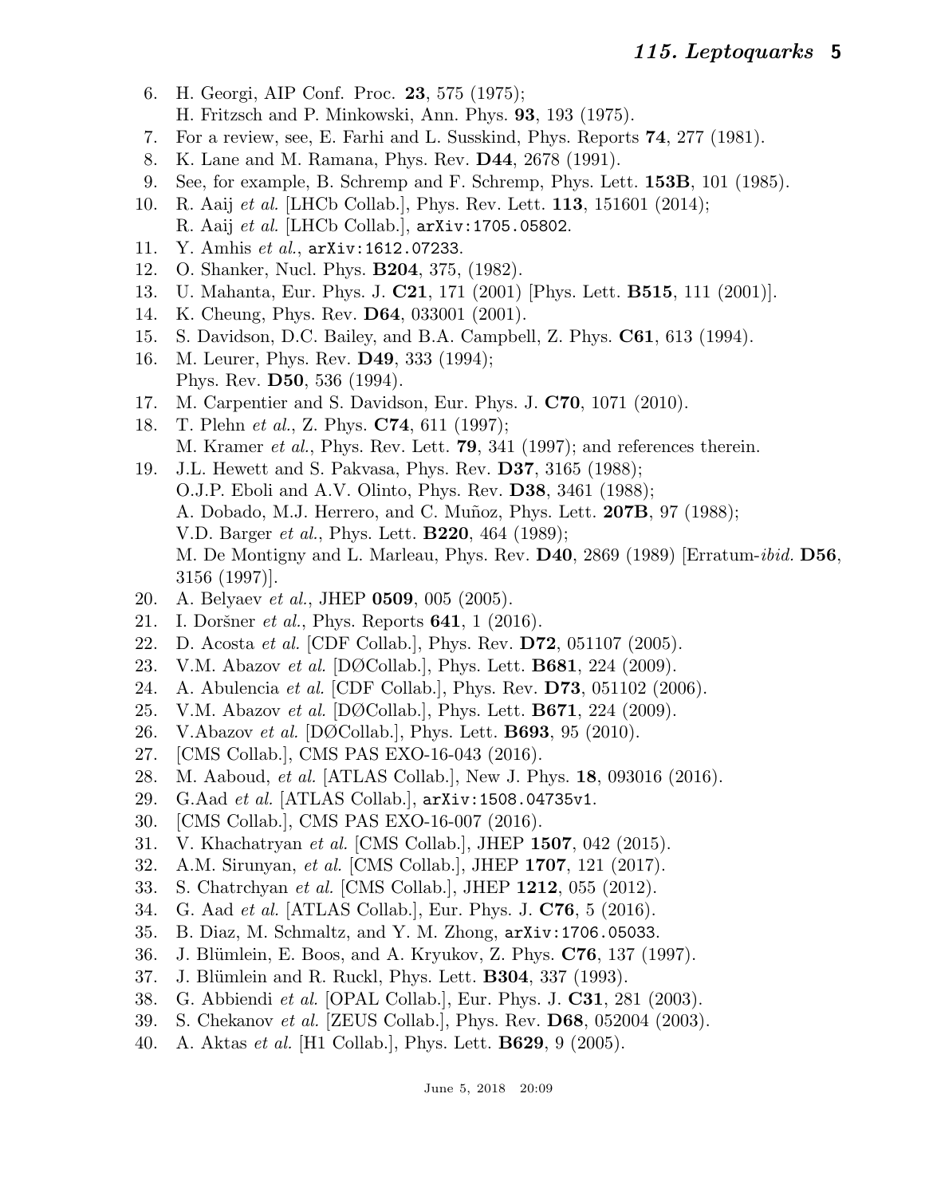6. H. Georgi, AIP Conf. Proc. **23**, 575 (1975);
   H. Fritzsch and P. Minkowski, Ann. Phys. **93**, 193 (1975).
7. For a review, see, E. Farhi and L. Susskind, Phys. Reports **74**, 277 (1981).
8. K. Lane and M. Ramana, Phys. Rev. **D44**, 2678 (1991).
9. See, for example, B. Schremp and F. Schremp, Phys. Lett. **153B**, 101 (1985).
10. R. Aaij *et al.* [LHCb Collab.], Phys. Rev. Lett. **113**, 151601 (2014);
    R. Aaij *et al.* [LHCb Collab.], arXiv:1705.05802.
11. Y. Amhis *et al.*, arXiv:1612.07233.
12. O. Shanker, Nucl. Phys. **B204**, 375, (1982).
13. U. Mahanta, Eur. Phys. J. **C21**, 171 (2001) [Phys. Lett. **B515**, 111 (2001)].
14. K. Cheung, Phys. Rev. **D64**, 033001 (2001).
15. S. Davidson, D.C. Bailey, and B.A. Campbell, Z. Phys. **C61**, 613 (1994).
16. M. Leurer, Phys. Rev. **D49**, 333 (1994);
    Phys. Rev. **D50**, 536 (1994).
17. M. Carpentier and S. Davidson, Eur. Phys. J. **C70**, 1071 (2010).
18. T. Plehn *et al.*, Z. Phys. **C74**, 611 (1997);
    M. Kramer *et al.*, Phys. Rev. Lett. **79**, 341 (1997); and references therein.
19. J.L. Hewett and S. Pakvasa, Phys. Rev. **D37**, 3165 (1988);
    O.J.P. Eboli and A.V. Olinto, Phys. Rev. **D38**, 3461 (1988);
    A. Dobado, M.J. Herrero, and C. Muñoz, Phys. Lett. **207B**, 97 (1988);
    V.D. Barger *et al.*, Phys. Lett. **B220**, 464 (1989);
    M. De Montigny and L. Marleau, Phys. Rev. **D40**, 2869 (1989) [Erratum-*ibid.* **D56**, 3156 (1997)].
20. A. Belyaev *et al.*, JHEP **0509**, 005 (2005).
21. I. Doršner *et al.*, Phys. Reports **641**, 1 (2016).
22. D. Acosta *et al.* [CDF Collab.], Phys. Rev. **D72**, 051107 (2005).
23. V.M. Abazov *et al.* [DØCollab.], Phys. Lett. **B681**, 224 (2009).
24. A. Abulencia *et al.* [CDF Collab.], Phys. Rev. **D73**, 051102 (2006).
25. V.M. Abazov *et al.* [DØCollab.], Phys. Lett. **B671**, 224 (2009).
26. V.Abazov *et al.* [DØCollab.], Phys. Lett. **B693**, 95 (2010).
27. [CMS Collab.], CMS PAS EXO-16-043 (2016).
28. M. Aaboud, *et al.* [ATLAS Collab.], New J. Phys. **18**, 093016 (2016).
29. G.Aad *et al.* [ATLAS Collab.], arXiv:1508.04735v1.
30. [CMS Collab.], CMS PAS EXO-16-007 (2016).
31. V. Khachatryan *et al.* [CMS Collab.], JHEP **1507**, 042 (2015).
32. A.M. Sirunyan, *et al.* [CMS Collab.], JHEP **1707**, 121 (2017).
33. S. Chatrchyan *et al.* [CMS Collab.], JHEP **1212**, 055 (2012).
34. G. Aad *et al.* [ATLAS Collab.], Eur. Phys. J. **C76**, 5 (2016).
35. B. Diaz, M. Schmaltz, and Y. M. Zhong, arXiv:1706.05033.
36. J. Blümlein, E. Boos, and A. Kryukov, Z. Phys. **C76**, 137 (1997).
37. J. Blümlein and R. Ruckl, Phys. Lett. **B304**, 337 (1993).
38. G. Abbiendi *et al.* [OPAL Collab.], Eur. Phys. J. **C31**, 281 (2003).
39. S. Chekanov *et al.* [ZEUS Collab.], Phys. Rev. **D68**, 052004 (2003).
40. A. Aktas *et al.* [H1 Collab.], Phys. Lett. **B629**, 9 (2005).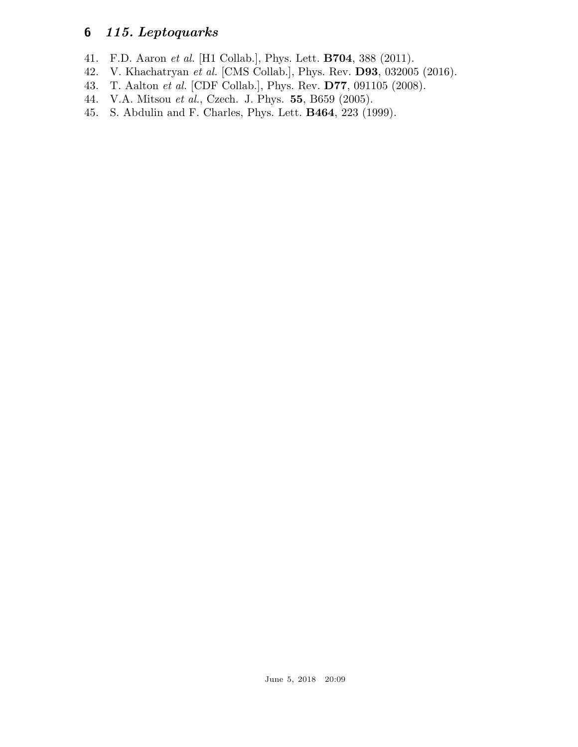41. F.D. Aaron *et al.* [H1 Collab.], Phys. Lett. **B704**, 388 (2011).
42. V. Khachatryan *et al.* [CMS Collab.], Phys. Rev. **D93**, 032005 (2016).
43. T. Aalton *et al.* [CDF Collab.], Phys. Rev. **D77**, 091105 (2008).
44. V.A. Mitsou *et al.*, Czech. J. Phys. **55**, B659 (2005).
45. S. Abdulin and F. Charles, Phys. Lett. **B464**, 223 (1999).